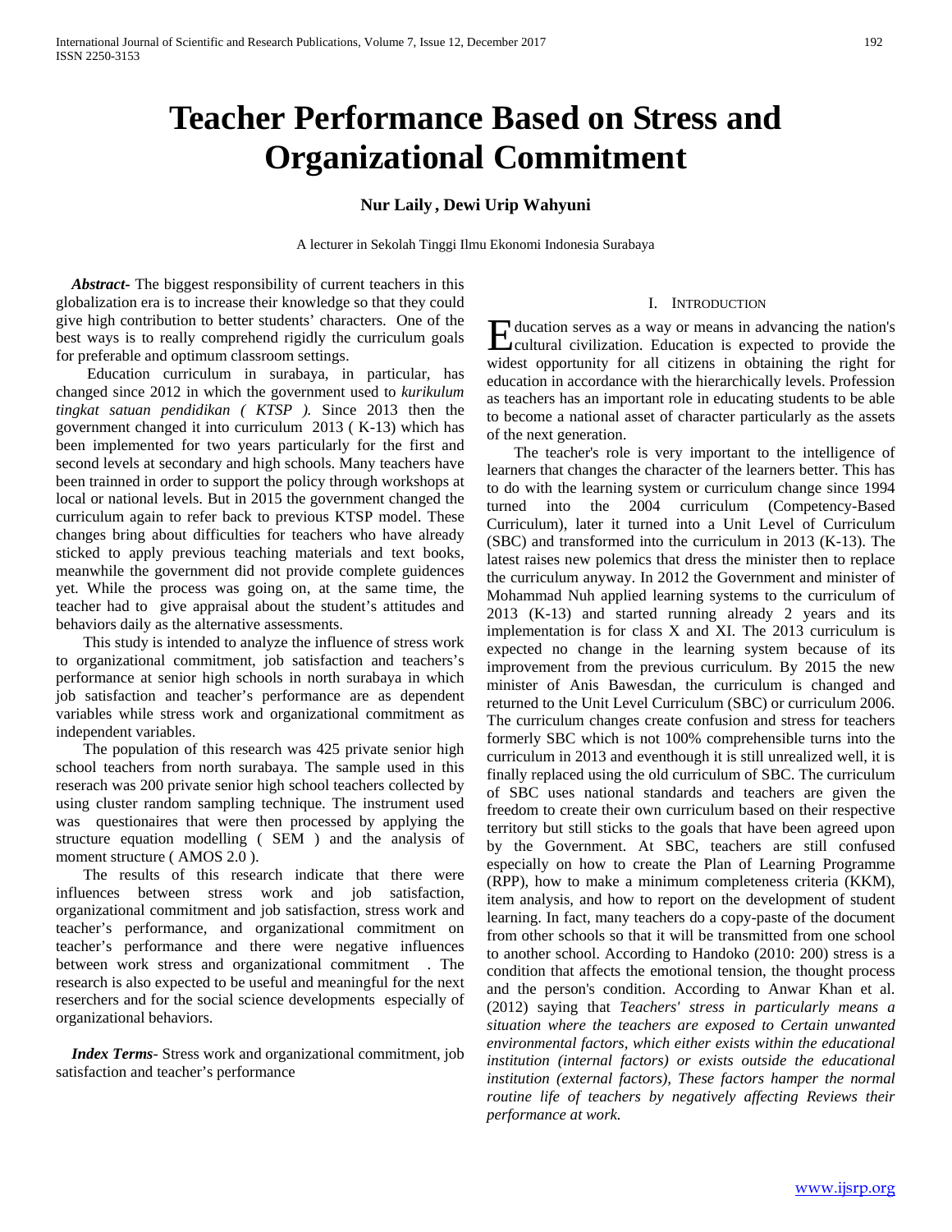# Teacher Performance Based on Stress and Organizational Commitment

**Nur Laily , Dewi Urip Wahyuni**

A lecturer in Sekolah Tinggi Ilmu Ekonomi Indonesia Surabaya

***Abstract-*** The biggest responsibility of current teachers in this globalization era is to increase their knowledge so that they could give high contribution to better students' characters. One of the best ways is to really comprehend rigidly the curriculum goals for preferable and optimum classroom settings.

Education curriculum in surabaya, in particular, has changed since 2012 in which the government used to *kurikulum tingkat satuan pendidikan ( KTSP ).* Since 2013 then the government changed it into curriculum 2013 ( K-13) which has been implemented for two years particularly for the first and second levels at secondary and high schools. Many teachers have been trainned in order to support the policy through workshops at local or national levels. But in 2015 the government changed the curriculum again to refer back to previous KTSP model. These changes bring about difficulties for teachers who have already sticked to apply previous teaching materials and text books, meanwhile the government did not provide complete guidences yet. While the process was going on, at the same time, the teacher had to give appraisal about the student's attitudes and behaviors daily as the alternative assessments.

This study is intended to analyze the influence of stress work to organizational commitment, job satisfaction and teachers's performance at senior high schools in north surabaya in which job satisfaction and teacher's performance are as dependent variables while stress work and organizational commitment as independent variables.

The population of this research was 425 private senior high school teachers from north surabaya. The sample used in this reserach was 200 private senior high school teachers collected by using cluster random sampling technique. The instrument used was questionaires that were then processed by applying the structure equation modelling ( SEM ) and the analysis of moment structure ( AMOS 2.0 ).

The results of this research indicate that there were influences between stress work and job satisfaction, organizational commitment and job satisfaction, stress work and teacher's performance, and organizational commitment on teacher's performance and there were negative influences between work stress and organizational commitment . The research is also expected to be useful and meaningful for the next reserchers and for the social science developments especially of organizational behaviors.

***Index Terms****-* Stress work and organizational commitment, job satisfaction and teacher's performance

## I. Introduction

Education serves as a way or means in advancing the nation's cultural civilization. Education is expected to provide the widest opportunity for all citizens in obtaining the right for education in accordance with the hierarchically levels. Profession as teachers has an important role in educating students to be able to become a national asset of character particularly as the assets of the next generation.

The teacher's role is very important to the intelligence of learners that changes the character of the learners better. This has to do with the learning system or curriculum change since 1994 turned into the 2004 curriculum (Competency-Based Curriculum), later it turned into a Unit Level of Curriculum (SBC) and transformed into the curriculum in 2013 (K-13). The latest raises new polemics that dress the minister then to replace the curriculum anyway. In 2012 the Government and minister of Mohammad Nuh applied learning systems to the curriculum of 2013 (K-13) and started running already 2 years and its implementation is for class X and XI. The 2013 curriculum is expected no change in the learning system because of its improvement from the previous curriculum. By 2015 the new minister of Anis Bawesdan, the curriculum is changed and returned to the Unit Level Curriculum (SBC) or curriculum 2006. The curriculum changes create confusion and stress for teachers formerly SBC which is not 100% comprehensible turns into the curriculum in 2013 and eventhough it is still unrealized well, it is finally replaced using the old curriculum of SBC. The curriculum of SBC uses national standards and teachers are given the freedom to create their own curriculum based on their respective territory but still sticks to the goals that have been agreed upon by the Government. At SBC, teachers are still confused especially on how to create the Plan of Learning Programme (RPP), how to make a minimum completeness criteria (KKM), item analysis, and how to report on the development of student learning. In fact, many teachers do a copy-paste of the document from other schools so that it will be transmitted from one school to another school. According to Handoko (2010: 200) stress is a condition that affects the emotional tension, the thought process and the person's condition. According to Anwar Khan et al. (2012) saying that *Teachers' stress in particularly means a situation where the teachers are exposed to Certain unwanted environmental factors, which either exists within the educational institution (internal factors) or exists outside the educational institution (external factors), These factors hamper the normal routine life of teachers by negatively affecting Reviews their performance at work.*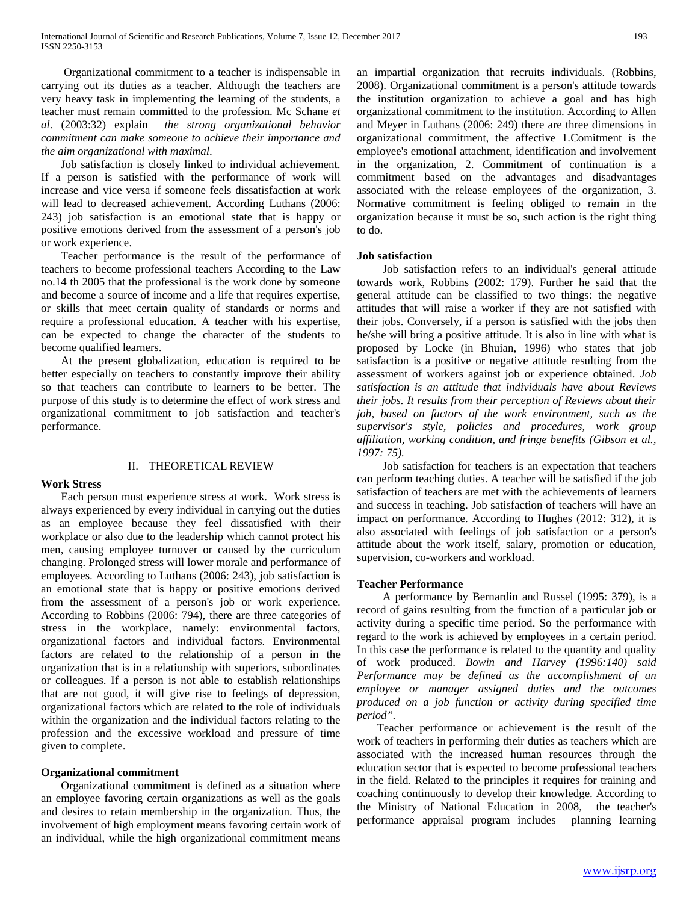Organizational commitment to a teacher is indispensable in carrying out its duties as a teacher. Although the teachers are very heavy task in implementing the learning of the students, a teacher must remain committed to the profession. Mc Schane *et al*. (2003:32) explain *the strong organizational behavior commitment can make someone to achieve their importance and the aim organizational with maximal*.

Job satisfaction is closely linked to individual achievement. If a person is satisfied with the performance of work will increase and vice versa if someone feels dissatisfaction at work will lead to decreased achievement. According Luthans (2006: 243) job satisfaction is an emotional state that is happy or positive emotions derived from the assessment of a person's job or work experience.

Teacher performance is the result of the performance of teachers to become professional teachers According to the Law no.14 th 2005 that the professional is the work done by someone and become a source of income and a life that requires expertise, or skills that meet certain quality of standards or norms and require a professional education. A teacher with his expertise, can be expected to change the character of the students to become qualified learners.

At the present globalization, education is required to be better especially on teachers to constantly improve their ability so that teachers can contribute to learners to be better. The purpose of this study is to determine the effect of work stress and organizational commitment to job satisfaction and teacher's performance.

## II. THEORETICAL REVIEW

### Work Stress

Each person must experience stress at work. Work stress is always experienced by every individual in carrying out the duties as an employee because they feel dissatisfied with their workplace or also due to the leadership which cannot protect his men, causing employee turnover or caused by the curriculum changing. Prolonged stress will lower morale and performance of employees. According to Luthans (2006: 243), job satisfaction is an emotional state that is happy or positive emotions derived from the assessment of a person's job or work experience. According to Robbins (2006: 794), there are three categories of stress in the workplace, namely: environmental factors, organizational factors and individual factors. Environmental factors are related to the relationship of a person in the organization that is in a relationship with superiors, subordinates or colleagues. If a person is not able to establish relationships that are not good, it will give rise to feelings of depression, organizational factors which are related to the role of individuals within the organization and the individual factors relating to the profession and the excessive workload and pressure of time given to complete.

### Organizational commitment

Organizational commitment is defined as a situation where an employee favoring certain organizations as well as the goals and desires to retain membership in the organization. Thus, the involvement of high employment means favoring certain work of an individual, while the high organizational commitment means an impartial organization that recruits individuals. (Robbins, 2008). Organizational commitment is a person's attitude towards the institution organization to achieve a goal and has high organizational commitment to the institution. According to Allen and Meyer in Luthans (2006: 249) there are three dimensions in organizational commitment, the affective 1.Comitment is the employee's emotional attachment, identification and involvement in the organization, 2. Commitment of continuation is a commitment based on the advantages and disadvantages associated with the release employees of the organization, 3. Normative commitment is feeling obliged to remain in the organization because it must be so, such action is the right thing to do.

### Job satisfaction

Job satisfaction refers to an individual's general attitude towards work, Robbins (2002: 179). Further he said that the general attitude can be classified to two things: the negative attitudes that will raise a worker if they are not satisfied with their jobs. Conversely, if a person is satisfied with the jobs then he/she will bring a positive attitude. It is also in line with what is proposed by Locke (in Bhuian, 1996) who states that job satisfaction is a positive or negative attitude resulting from the assessment of workers against job or experience obtained. *Job satisfaction is an attitude that individuals have about Reviews their jobs. It results from their perception of Reviews about their job, based on factors of the work environment, such as the supervisor's style, policies and procedures, work group affiliation, working condition, and fringe benefits (Gibson et al., 1997: 75).*

Job satisfaction for teachers is an expectation that teachers can perform teaching duties. A teacher will be satisfied if the job satisfaction of teachers are met with the achievements of learners and success in teaching. Job satisfaction of teachers will have an impact on performance. According to Hughes (2012: 312), it is also associated with feelings of job satisfaction or a person's attitude about the work itself, salary, promotion or education, supervision, co-workers and workload.

### Teacher Performance

A performance by Bernardin and Russel (1995: 379), is a record of gains resulting from the function of a particular job or activity during a specific time period. So the performance with regard to the work is achieved by employees in a certain period. In this case the performance is related to the quantity and quality of work produced. *Bowin and Harvey (1996:140) said Performance may be defined as the accomplishment of an employee or manager assigned duties and the outcomes produced on a job function or activity during specified time period".*

Teacher performance or achievement is the result of the work of teachers in performing their duties as teachers which are associated with the increased human resources through the education sector that is expected to become professional teachers in the field. Related to the principles it requires for training and coaching continuously to develop their knowledge. According to the Ministry of National Education in 2008, the teacher's performance appraisal program includes planning learning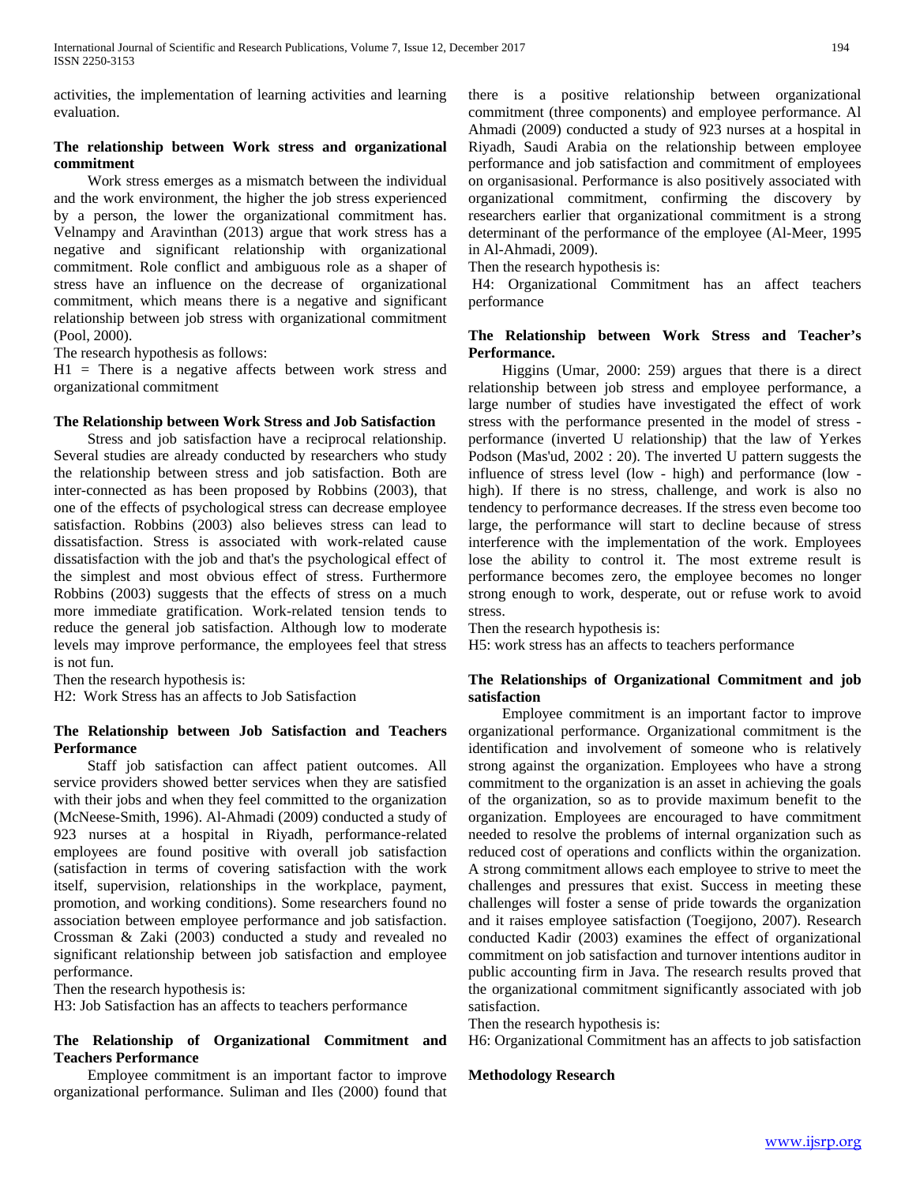activities, the implementation of learning activities and learning evaluation.

**The relationship between Work stress and organizational commitment**

Work stress emerges as a mismatch between the individual and the work environment, the higher the job stress experienced by a person, the lower the organizational commitment has. Velnampy and Aravinthan (2013) argue that work stress has a negative and significant relationship with organizational commitment. Role conflict and ambiguous role as a shaper of stress have an influence on the decrease of organizational commitment, which means there is a negative and significant relationship between job stress with organizational commitment (Pool, 2000).

The research hypothesis as follows:

H1 = There is a negative affects between work stress and organizational commitment

**The Relationship between Work Stress and Job Satisfaction**

Stress and job satisfaction have a reciprocal relationship. Several studies are already conducted by researchers who study the relationship between stress and job satisfaction. Both are inter-connected as has been proposed by Robbins (2003), that one of the effects of psychological stress can decrease employee satisfaction. Robbins (2003) also believes stress can lead to dissatisfaction. Stress is associated with work-related cause dissatisfaction with the job and that's the psychological effect of the simplest and most obvious effect of stress. Furthermore Robbins (2003) suggests that the effects of stress on a much more immediate gratification. Work-related tension tends to reduce the general job satisfaction. Although low to moderate levels may improve performance, the employees feel that stress is not fun.

Then the research hypothesis is:

H2: Work Stress has an affects to Job Satisfaction

**The Relationship between Job Satisfaction and Teachers Performance**

Staff job satisfaction can affect patient outcomes. All service providers showed better services when they are satisfied with their jobs and when they feel committed to the organization (McNeese-Smith, 1996). Al-Ahmadi (2009) conducted a study of 923 nurses at a hospital in Riyadh, performance-related employees are found positive with overall job satisfaction (satisfaction in terms of covering satisfaction with the work itself, supervision, relationships in the workplace, payment, promotion, and working conditions). Some researchers found no association between employee performance and job satisfaction. Crossman & Zaki (2003) conducted a study and revealed no significant relationship between job satisfaction and employee performance.

Then the research hypothesis is:

H3: Job Satisfaction has an affects to teachers performance

**The Relationship of Organizational Commitment and Teachers Performance**

Employee commitment is an important factor to improve organizational performance. Suliman and Iles (2000) found that there is a positive relationship between organizational commitment (three components) and employee performance. Al Ahmadi (2009) conducted a study of 923 nurses at a hospital in Riyadh, Saudi Arabia on the relationship between employee performance and job satisfaction and commitment of employees on organisasional. Performance is also positively associated with organizational commitment, confirming the discovery by researchers earlier that organizational commitment is a strong determinant of the performance of the employee (Al-Meer, 1995 in Al-Ahmadi, 2009).

Then the research hypothesis is:

H4: Organizational Commitment has an affect teachers performance

**The Relationship between Work Stress and Teacher's Performance.**

Higgins (Umar, 2000: 259) argues that there is a direct relationship between job stress and employee performance, a large number of studies have investigated the effect of work stress with the performance presented in the model of stress - performance (inverted U relationship) that the law of Yerkes Podson (Mas'ud, 2002 : 20). The inverted U pattern suggests the influence of stress level (low - high) and performance (low - high). If there is no stress, challenge, and work is also no tendency to performance decreases. If the stress even become too large, the performance will start to decline because of stress interference with the implementation of the work. Employees lose the ability to control it. The most extreme result is performance becomes zero, the employee becomes no longer strong enough to work, desperate, out or refuse work to avoid stress.

Then the research hypothesis is:

H5: work stress has an affects to teachers performance

**The Relationships of Organizational Commitment and job satisfaction**

Employee commitment is an important factor to improve organizational performance. Organizational commitment is the identification and involvement of someone who is relatively strong against the organization. Employees who have a strong commitment to the organization is an asset in achieving the goals of the organization, so as to provide maximum benefit to the organization. Employees are encouraged to have commitment needed to resolve the problems of internal organization such as reduced cost of operations and conflicts within the organization. A strong commitment allows each employee to strive to meet the challenges and pressures that exist. Success in meeting these challenges will foster a sense of pride towards the organization and it raises employee satisfaction (Toegijono, 2007). Research conducted Kadir (2003) examines the effect of organizational commitment on job satisfaction and turnover intentions auditor in public accounting firm in Java. The research results proved that the organizational commitment significantly associated with job satisfaction.

Then the research hypothesis is:

H6: Organizational Commitment has an affects to job satisfaction

**Methodology Research**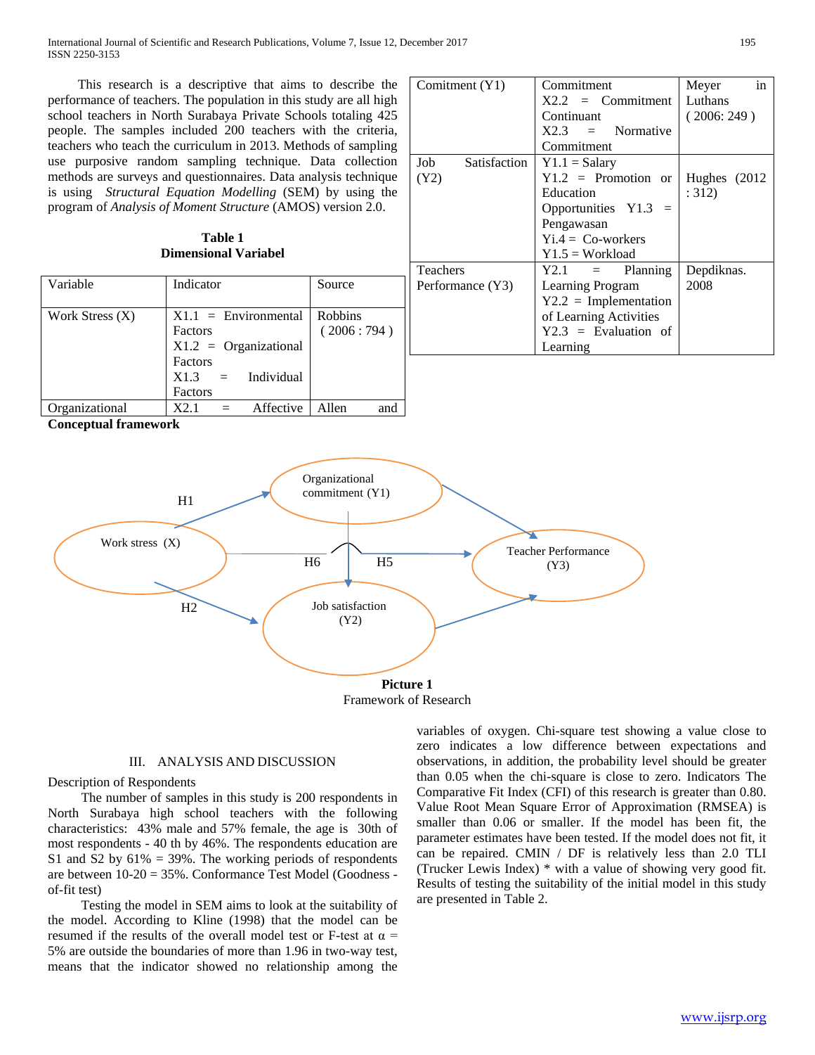This research is a descriptive that aims to describe the performance of teachers. The population in this study are all high school teachers in North Surabaya Private Schools totaling 425 people. The samples included 200 teachers with the criteria, teachers who teach the curriculum in 2013. Methods of sampling use purposive random sampling technique. Data collection methods are surveys and questionnaires. Data analysis technique is using *Structural Equation Modelling* (SEM) by using the program of *Analysis of Moment Structure* (AMOS) version 2.0.

**Table 1**
**Dimensional Variabel**

| Variable | Indicator | Source |
|---|---|---|
| Work Stress (X) | X1.1 = Environmental Factors<br>X1.2 = Organizational Factors<br>X1.3 = Individual Factors | Robbins ( 2006 : 794 ) |
| Organizational Comitment (Y1) | X2.1 = Affective Commitment<br>X2.2 = Commitment Continuant<br>X2.3 = Normative Commitment | Allen and Meyer in Luthans ( 2006: 249 ) |
| Job Satisfaction (Y2) | Y1.1 = Salary<br>Y1.2 = Promotion or Education Opportunities Y1.3 = Pengawasan<br>Yi.4 = Co-workers<br>Y1.5 = Workload | Hughes (2012 : 312) |
| Teachers Performance (Y3) | Y2.1 = Planning Learning Program<br>Y2.2 = Implementation of Learning Activities<br>Y2.3 = Evaluation of Learning | Depdiknas. 2008 |

**Conceptual framework**

Work stress (X) — H1 → Organizational commitment (Y1); H2 → Job satisfaction (Y2); H6; H5 → Teacher Performance (Y3)

**Picture 1**
Framework of Research

## III. ANALYSIS AND DISCUSSION

Description of Respondents

The number of samples in this study is 200 respondents in North Surabaya high school teachers with the following characteristics: 43% male and 57% female, the age is 30th of most respondents - 40 th by 46%. The respondents education are S1 and S2 by 61% = 39%. The working periods of respondents are between 10-20 = 35%. Conformance Test Model (Goodness - of-fit test)

Testing the model in SEM aims to look at the suitability of the model. According to Kline (1998) that the model can be resumed if the results of the overall model test or F-test at $\alpha$ = 5% are outside the boundaries of more than 1.96 in two-way test, means that the indicator showed no relationship among the variables of oxygen. Chi-square test showing a value close to zero indicates a low difference between expectations and observations, in addition, the probability level should be greater than 0.05 when the chi-square is close to zero. Indicators The Comparative Fit Index (CFI) of this research is greater than 0.80. Value Root Mean Square Error of Approximation (RMSEA) is smaller than 0.06 or smaller. If the model has been fit, the parameter estimates have been tested. If the model does not fit, it can be repaired. CMIN / DF is relatively less than 2.0 TLI (Trucker Lewis Index) * with a value of showing very good fit. Results of testing the suitability of the initial model in this study are presented in Table 2.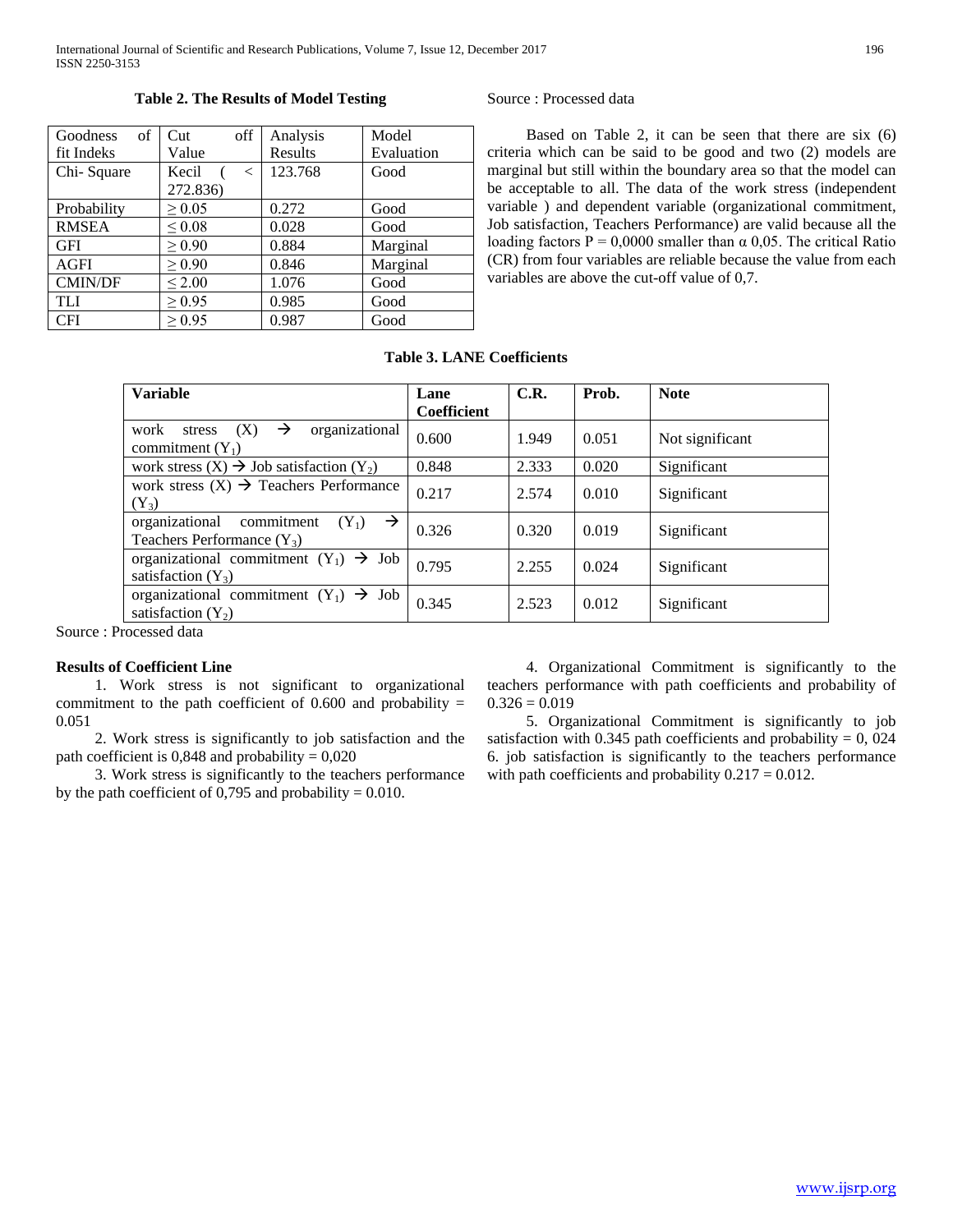**Table 2. The Results of Model Testing**

| Goodness of fit Indeks | Cut off Value | Analysis Results | Model Evaluation |
|---|---|---|---|
| Chi- Square | Kecil ( < 272.836) | 123.768 | Good |
| Probability | ≥ 0.05 | 0.272 | Good |
| RMSEA | ≤ 0.08 | 0.028 | Good |
| GFI | ≥ 0.90 | 0.884 | Marginal |
| AGFI | ≥ 0.90 | 0.846 | Marginal |
| CMIN/DF | ≤ 2.00 | 1.076 | Good |
| TLI | ≥ 0.95 | 0.985 | Good |
| CFI | ≥ 0.95 | 0.987 | Good |

Source : Processed data

Based on Table 2, it can be seen that there are six (6) criteria which can be said to be good and two (2) models are marginal but still within the boundary area so that the model can be acceptable to all. The data of the work stress (independent variable ) and dependent variable (organizational commitment, Job satisfaction, Teachers Performance) are valid because all the loading factors P = 0,0000 smaller than α 0,05. The critical Ratio (CR) from four variables are reliable because the value from each variables are above the cut-off value of 0,7.

**Table 3. LANE Coefficients**

| Variable | Lane Coefficient | C.R. | Prob. | Note |
|---|---|---|---|---|
| work stress (X) → organizational commitment ($Y_1$) | 0.600 | 1.949 | 0.051 | Not significant |
| work stress (X) → Job satisfaction ($Y_2$) | 0.848 | 2.333 | 0.020 | Significant |
| work stress (X) → Teachers Performance ($Y_3$) | 0.217 | 2.574 | 0.010 | Significant |
| organizational commitment ($Y_1$) → Teachers Performance ($Y_3$) | 0.326 | 0.320 | 0.019 | Significant |
| organizational commitment ($Y_1$) → Job satisfaction ($Y_3$) | 0.795 | 2.255 | 0.024 | Significant |
| organizational commitment ($Y_1$) → Job satisfaction ($Y_2$) | 0.345 | 2.523 | 0.012 | Significant |

Source : Processed data

**Results of Coefficient Line**

1. Work stress is not significant to organizational commitment to the path coefficient of 0.600 and probability = 0.051

2. Work stress is significantly to job satisfaction and the path coefficient is 0,848 and probability = 0,020

3. Work stress is significantly to the teachers performance by the path coefficient of 0,795 and probability = 0.010.

4. Organizational Commitment is significantly to the teachers performance with path coefficients and probability of 0.326 = 0.019

5. Organizational Commitment is significantly to job satisfaction with 0.345 path coefficients and probability = 0, 024

6. job satisfaction is significantly to the teachers performance with path coefficients and probability 0.217 = 0.012.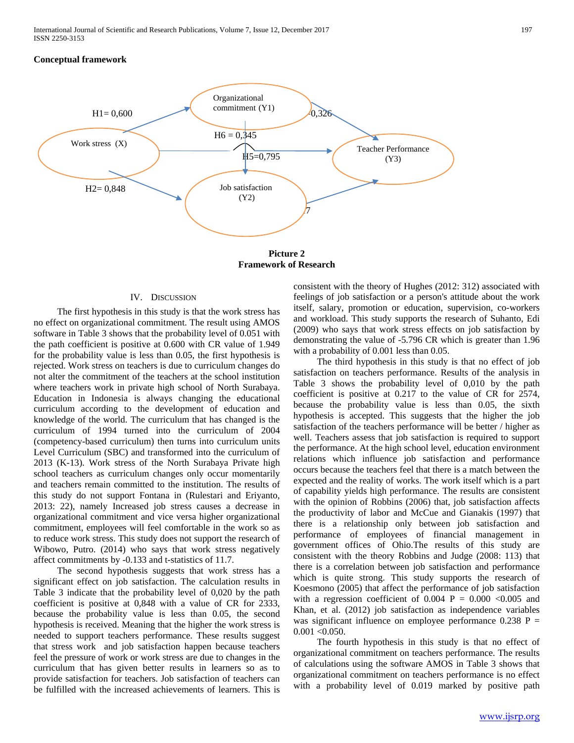**Conceptual framework**

H1= 0,600

Organizational commitment (Y1)

-0,326

H6 = 0,345

Work stress (X)

Teacher Performance (Y3)

H5=0,795

H2= 0,848

Job satisfaction (Y2)

.7

**Picture 2**
**Framework of Research**

## IV. Discussion

The first hypothesis in this study is that the work stress has no effect on organizational commitment. The result using AMOS software in Table 3 shows that the probability level of 0.051 with the path coefficient is positive at 0.600 with CR value of 1.949 for the probability value is less than 0.05, the first hypothesis is rejected. Work stress on teachers is due to curriculum changes do not alter the commitment of the teachers at the school institution where teachers work in private high school of North Surabaya. Education in Indonesia is always changing the educational curriculum according to the development of education and knowledge of the world. The curriculum that has changed is the curriculum of 1994 turned into the curriculum of 2004 (competency-based curriculum) then turns into curriculum units Level Curriculum (SBC) and transformed into the curriculum of 2013 (K-13). Work stress of the North Surabaya Private high school teachers as curriculum changes only occur momentarily and teachers remain committed to the institution. The results of this study do not support Fontana in (Rulestari and Eriyanto, 2013: 22), namely Increased job stress causes a decrease in organizational commitment and vice versa higher organizational commitment, employees will feel comfortable in the work so as to reduce work stress. This study does not support the research of Wibowo, Putro. (2014) who says that work stress negatively affect commitments by -0.133 and t-statistics of 11.7.

The second hypothesis suggests that work stress has a significant effect on job satisfaction. The calculation results in Table 3 indicate that the probability level of 0,020 by the path coefficient is positive at 0,848 with a value of CR for 2333, because the probability value is less than 0.05, the second hypothesis is received. Meaning that the higher the work stress is needed to support teachers performance. These results suggest that stress work and job satisfaction happen because teachers feel the pressure of work or work stress are due to changes in the curriculum that has given better results in learners so as to provide satisfaction for teachers. Job satisfaction of teachers can be fulfilled with the increased achievements of learners. This is consistent with the theory of Hughes (2012: 312) associated with feelings of job satisfaction or a person's attitude about the work itself, salary, promotion or education, supervision, co-workers and workload. This study supports the research of Suhanto, Edi (2009) who says that work stress effects on job satisfaction by demonstrating the value of -5.796 CR which is greater than 1.96 with a probability of 0.001 less than 0.05.

The third hypothesis in this study is that no effect of job satisfaction on teachers performance. Results of the analysis in Table 3 shows the probability level of 0,010 by the path coefficient is positive at 0.217 to the value of CR for 2574, because the probability value is less than 0.05, the sixth hypothesis is accepted. This suggests that the higher the job satisfaction of the teachers performance will be better / higher as well. Teachers assess that job satisfaction is required to support the performance. At the high school level, education environment relations which influence job satisfaction and performance occurs because the teachers feel that there is a match between the expected and the reality of works. The work itself which is a part of capability yields high performance. The results are consistent with the opinion of Robbins (2006) that, job satisfaction affects the productivity of labor and McCue and Gianakis (1997) that there is a relationship only between job satisfaction and performance of employees of financial management in government offices of Ohio.The results of this study are consistent with the theory Robbins and Judge (2008: 113) that there is a correlation between job satisfaction and performance which is quite strong. This study supports the research of Koesmono (2005) that affect the performance of job satisfaction with a regression coefficient of 0.004 P = 0.000 <0.005 and Khan, et al. (2012) job satisfaction as independence variables was significant influence on employee performance 0.238 P = 0.001 <0.050.

The fourth hypothesis in this study is that no effect of organizational commitment on teachers performance. The results of calculations using the software AMOS in Table 3 shows that organizational commitment on teachers performance is no effect with a probability level of 0.019 marked by positive path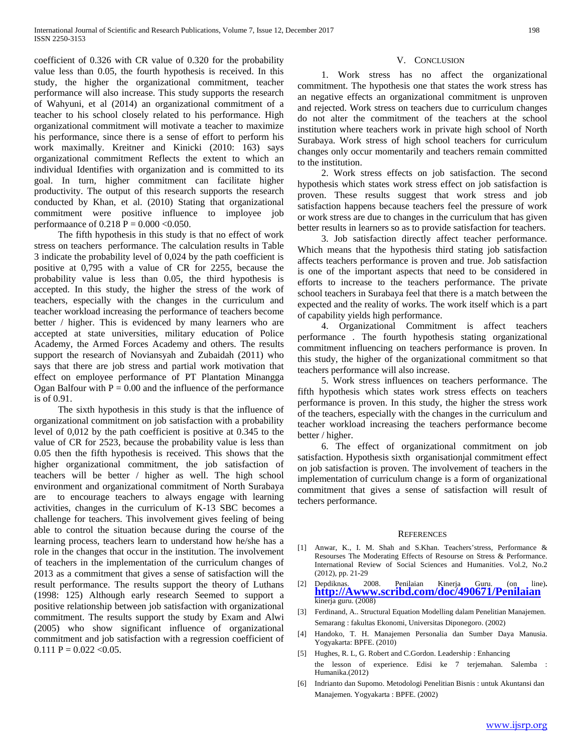coefficient of 0.326 with CR value of 0.320 for the probability value less than 0.05, the fourth hypothesis is received. In this study, the higher the organizational commitment, teacher performance will also increase. This study supports the research of Wahyuni, et al (2014) an organizational commitment of a teacher to his school closely related to his performance. High organizational commitment will motivate a teacher to maximize his performance, since there is a sense of effort to perform his work maximally. Kreitner and Kinicki (2010: 163) says organizational commitment Reflects the extent to which an individual Identifies with organization and is committed to its goal. In turn, higher commitment can facilitate higher productivity. The output of this research supports the research conducted by Khan, et al. (2010) Stating that organizational commitment were positive influence to employee job performaance of 0.218 $P = 0.000 < 0.050$.

The fifth hypothesis in this study is that no effect of work stress on teachers performance. The calculation results in Table 3 indicate the probability level of 0,024 by the path coefficient is positive at 0,795 with a value of CR for 2255, because the probability value is less than 0.05, the third hypothesis is accepted. In this study, the higher the stress of the work of teachers, especially with the changes in the curriculum and teacher workload increasing the performance of teachers become better / higher. This is evidenced by many learners who are accepted at state universities, military education of Police Academy, the Armed Forces Academy and others. The results support the research of Noviansyah and Zubaidah (2011) who says that there are job stress and partial work motivation that effect on employee performance of PT Plantation Minangga Ogan Balfour with $P = 0.00$ and the influence of the performance is of 0.91.

The sixth hypothesis in this study is that the influence of organizational commitment on job satisfaction with a probability level of 0,012 by the path coefficient is positive at 0.345 to the value of CR for 2523, because the probability value is less than 0.05 then the fifth hypothesis is received. This shows that the higher organizational commitment, the job satisfaction of teachers will be better / higher as well. The high school environment and organizational commitment of North Surabaya are to encourage teachers to always engage with learning activities, changes in the curriculum of K-13 SBC becomes a challenge for teachers. This involvement gives feeling of being able to control the situation because during the course of the learning process, teachers learn to understand how he/she has a role in the changes that occur in the institution. The involvement of teachers in the implementation of the curriculum changes of 2013 as a commitment that gives a sense of satisfaction will the result performance. The results support the theory of Luthans (1998: 125) Although early research Seemed to support a positive relationship between job satisfaction with organizational commitment. The results support the study by Exam and Alwi (2005) who show significant influence of organizational commitment and job satisfaction with a regression coefficient of 0.111 $P = 0.022 < 0.05$.

## V. Conclusion

1. Work stress has no affect the organizational commitment. The hypothesis one that states the work stress has an negative effects an organizational commitment is unproven and rejected. Work stress on teachers due to curriculum changes do not alter the commitment of the teachers at the school institution where teachers work in private high school of North Surabaya. Work stress of high school teachers for curriculum changes only occur momentarily and teachers remain committed to the institution.

2. Work stress effects on job satisfaction. The second hypothesis which states work stress effect on job satisfaction is proven. These results suggest that work stress and job satisfaction happens because teachers feel the pressure of work or work stress are due to changes in the curriculum that has given better results in learners so as to provide satisfaction for teachers.

3. Job satisfaction directly affect teacher performance. Which means that the hypothesis third stating job satisfaction affects teachers performance is proven and true. Job satisfaction is one of the important aspects that need to be considered in efforts to increase to the teachers performance. The private school teachers in Surabaya feel that there is a match between the expected and the reality of works. The work itself which is a part of capability yields high performance.

4. Organizational Commitment is affect teachers performance . The fourth hypothesis stating organizational commitment influencing on teachers performance is proven. In this study, the higher of the organizational commitment so that teachers performance will also increase.

5. Work stress influences on teachers performance. The fifth hypothesis which states work stress effects on teachers performance is proven. In this study, the higher the stress work of the teachers, especially with the changes in the curriculum and teacher workload increasing the teachers performance become better / higher.

6. The effect of organizational commitment on job satisfaction. Hypothesis sixth organisationjal commitment effect on job satisfaction is proven. The involvement of teachers in the implementation of curriculum change is a form of organizational commitment that gives a sense of satisfaction will result of techers performance.

## References

[1] Anwar, K., I. M. Shah and S.Khan. Teachers'stress, Performance & Resourses The Moderating Effects of Resourse on Stress & Performance. International Review of Social Sciences and Humanities. Vol.2, No.2 (2012), pp. 21-29

[2] Depdiknas. 2008. Penilaian Kinerja Guru. (on line). **http://Awww.scribd.com/doc/490671/Penilaian** kinerja guru. (2008)

[3] Ferdinand, A.. Structural Equation Modelling dalam Penelitian Manajemen. Semarang : fakultas Ekonomi, Universitas Diponegoro. (2002)

[4] Handoko, T. H. Manajemen Personalia dan Sumber Daya Manusia. Yogyakarta: BPFE. (2010)

[5] Hughes, R. L, G. Robert and C.Gordon. Leadership : Enhancing the lesson of experience. Edisi ke 7 terjemahan. Salemba : Humanika.(2012)

[6] Indrianto dan Supomo. Metodologi Penelitian Bisnis : untuk Akuntansi dan Manajemen. Yogyakarta : BPFE. (2002)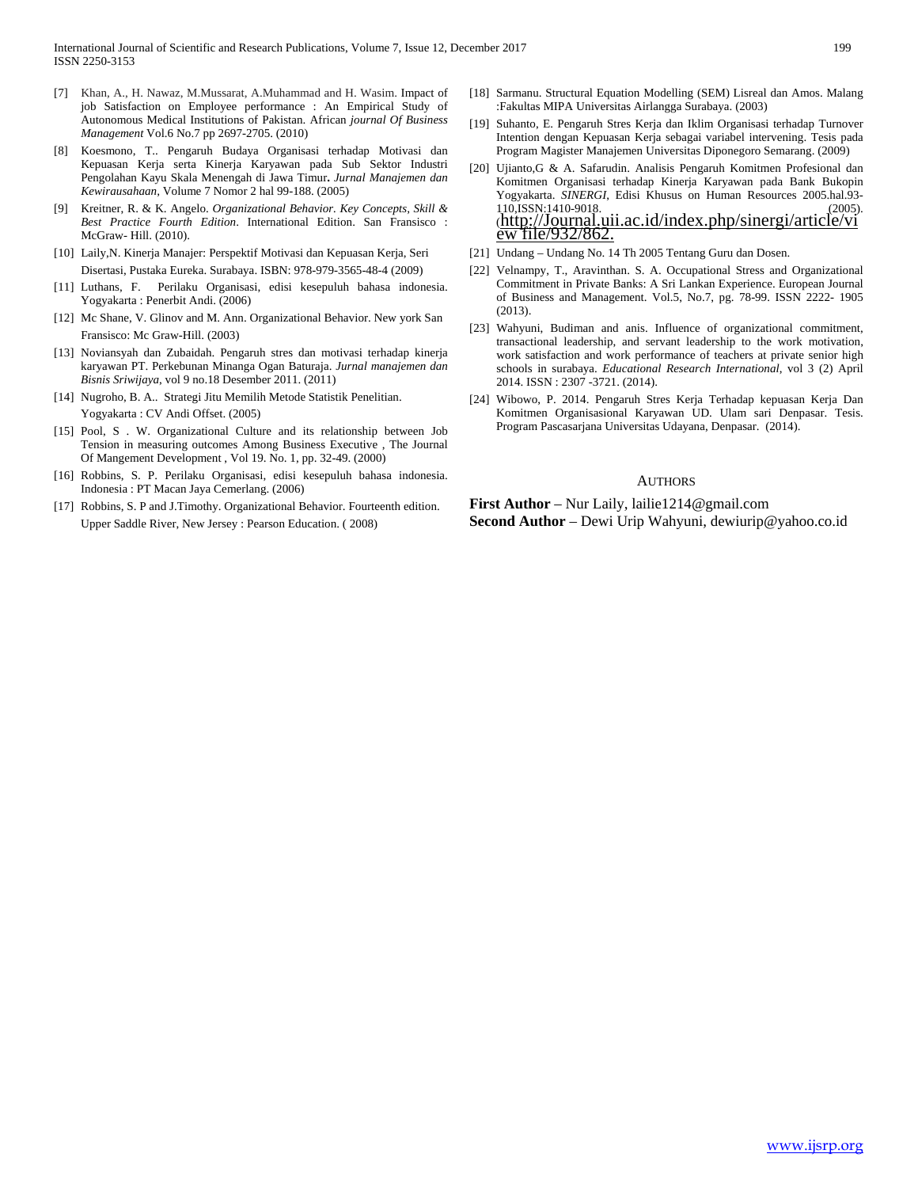[7] Khan, A., H. Nawaz, M.Mussarat, A.Muhammad and H. Wasim. Impact of job Satisfaction on Employee performance : An Empirical Study of Autonomous Medical Institutions of Pakistan. African *journal Of Business Management* Vol.6 No.7 pp 2697-2705. (2010)

[8] Koesmono, T.. Pengaruh Budaya Organisasi terhadap Motivasi dan Kepuasan Kerja serta Kinerja Karyawan pada Sub Sektor Industri Pengolahan Kayu Skala Menengah di Jawa Timur**.** *Jurnal Manajemen dan Kewirausahaan*, Volume 7 Nomor 2 hal 99-188. (2005)

[9] Kreitner, R. & K. Angelo. *Organizational Behavior. Key Concepts, Skill & Best Practice Fourth Edition*. International Edition. San Fransisco : McGraw- Hill. (2010).

[10] Laily,N. Kinerja Manajer: Perspektif Motivasi dan Kepuasan Kerja, Seri Disertasi, Pustaka Eureka. Surabaya. ISBN: 978-979-3565-48-4 (2009)

[11] Luthans, F. Perilaku Organisasi, edisi kesepuluh bahasa indonesia. Yogyakarta : Penerbit Andi. (2006)

[12] Mc Shane, V. Glinov and M. Ann. Organizational Behavior. New york San Fransisco: Mc Graw-Hill. (2003)

[13] Noviansyah dan Zubaidah. Pengaruh stres dan motivasi terhadap kinerja karyawan PT. Perkebunan Minanga Ogan Baturaja. *Jurnal manajemen dan Bisnis Sriwijaya*, vol 9 no.18 Desember 2011. (2011)

[14] Nugroho, B. A.. Strategi Jitu Memilih Metode Statistik Penelitian. Yogyakarta : CV Andi Offset. (2005)

[15] Pool, S . W. Organizational Culture and its relationship between Job Tension in measuring outcomes Among Business Executive , The Journal Of Mangement Development , Vol 19. No. 1, pp. 32-49. (2000)

[16] Robbins, S. P. Perilaku Organisasi, edisi kesepuluh bahasa indonesia. Indonesia : PT Macan Jaya Cemerlang. (2006)

[17] Robbins, S. P and J.Timothy. Organizational Behavior. Fourteenth edition. Upper Saddle River, New Jersey : Pearson Education. ( 2008)

[18] Sarmanu. Structural Equation Modelling (SEM) Lisreal dan Amos. Malang :Fakultas MIPA Universitas Airlangga Surabaya. (2003)

[19] Suhanto, E. Pengaruh Stres Kerja dan Iklim Organisasi terhadap Turnover Intention dengan Kepuasan Kerja sebagai variabel intervening. Tesis pada Program Magister Manajemen Universitas Diponegoro Semarang. (2009)

[20] Ujianto,G & A. Safarudin. Analisis Pengaruh Komitmen Profesional dan Komitmen Organisasi terhadap Kinerja Karyawan pada Bank Bukopin Yogyakarta. *SINERGI*, Edisi Khusus on Human Resources 2005.hal.93-110,ISSN:1410-9018. (2005). (http://Journal.uii.ac.id/index.php/sinergi/article/view file/932/862.

[21] Undang – Undang No. 14 Th 2005 Tentang Guru dan Dosen.

[22] Velnampy, T., Aravinthan. S. A. Occupational Stress and Organizational Commitment in Private Banks: A Sri Lankan Experience. European Journal of Business and Management. Vol.5, No.7, pg. 78-99. ISSN 2222- 1905 (2013).

[23] Wahyuni, Budiman and anis. Influence of organizational commitment, transactional leadership, and servant leadership to the work motivation, work satisfaction and work performance of teachers at private senior high schools in surabaya. *Educational Research International*, vol 3 (2) April 2014. ISSN : 2307 -3721. (2014).

[24] Wibowo, P. 2014. Pengaruh Stres Kerja Terhadap kepuasan Kerja Dan Komitmen Organisasional Karyawan UD. Ulam sari Denpasar. Tesis. Program Pascasarjana Universitas Udayana, Denpasar. (2014).

## AUTHORS

**First Author** – Nur Laily, lailie1214@gmail.com
**Second Author** – Dewi Urip Wahyuni, dewiurip@yahoo.co.id